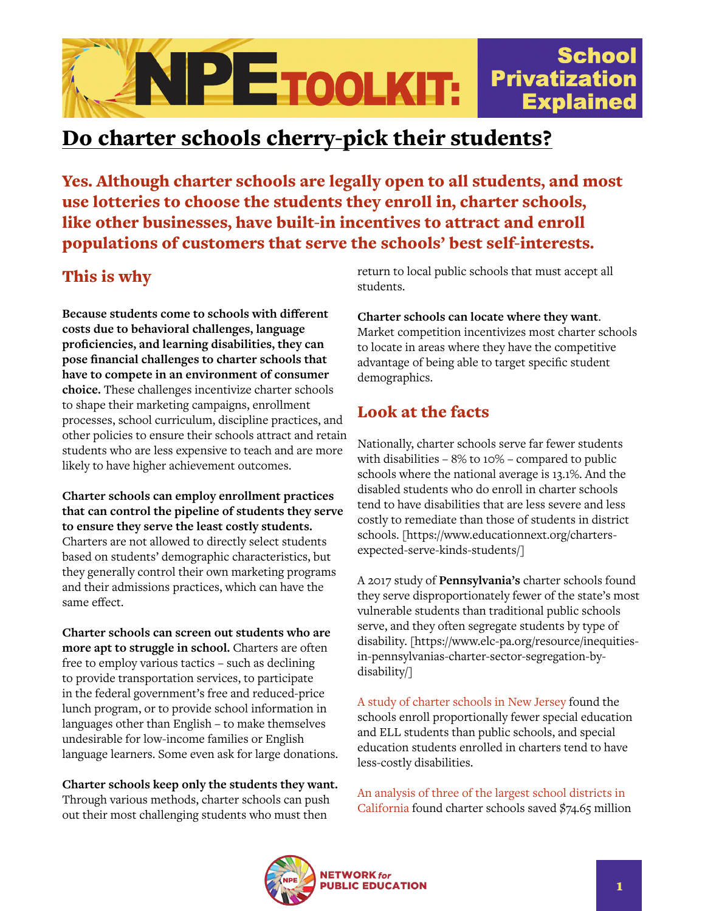NPE TOOLKIT: School Privatization Explained

# Do charter schools cherry-pick their students?

**Yes. Although charter schools are legally open to all students, and most use lotteries to choose the students they enroll in, charter schools, like other businesses, have built-in incentives to attract and enroll populations of customers that serve the schools' best self-interests.**

## This is why

**Because students come to schools with different costs due to behavioral challenges, language proficiencies, and learning disabilities, they can pose financial challenges to charter schools that have to compete in an environment of consumer choice.** These challenges incentivize charter schools to shape their marketing campaigns, enrollment processes, school curriculum, discipline practices, and other policies to ensure their schools attract and retain students who are less expensive to teach and are more likely to have higher achievement outcomes.

**Charter schools can employ enrollment practices that can control the pipeline of students they serve to ensure they serve the least costly students.** Charters are not allowed to directly select students based on students' demographic characteristics, but they generally control their own marketing programs and their admissions practices, which can have the same effect.

**Charter schools can screen out students who are more apt to struggle in school.** Charters are often free to employ various tactics – such as declining to provide transportation services, to participate in the federal government's free and reduced-price lunch program, or to provide school information in languages other than English – to make themselves undesirable for low-income families or English language learners. Some even ask for large donations.

**Charter schools keep only the students they want.** Through various methods, charter schools can push out their most challenging students who must then return to local public schools that must accept all students.

**Charter schools can locate where they want**. Market competition incentivizes most charter schools to locate in areas where they have the competitive advantage of being able to target specific student demographics.

## Look at the facts

Nationally, charter schools serve far fewer students with disabilities – 8% to 10% – compared to public schools where the national average is 13.1%. And the disabled students who do enroll in charter schools tend to have disabilities that are less severe and less costly to remediate than those of students in district schools. [https://www.educationnext.org/charters-expected-serve-kinds-students/]

A 2017 study of **Pennsylvania's** charter schools found they serve disproportionately fewer of the state's most vulnerable students than traditional public schools serve, and they often segregate students by type of disability. [https://www.elc-pa.org/resource/inequities-in-pennsylvanias-charter-sector-segregation-by-disability/]

A study of charter schools in New Jersey found the schools enroll proportionally fewer special education and ELL students than public schools, and special education students enrolled in charters tend to have less-costly disabilities.

An analysis of three of the largest school districts in California found charter schools saved $74.65 million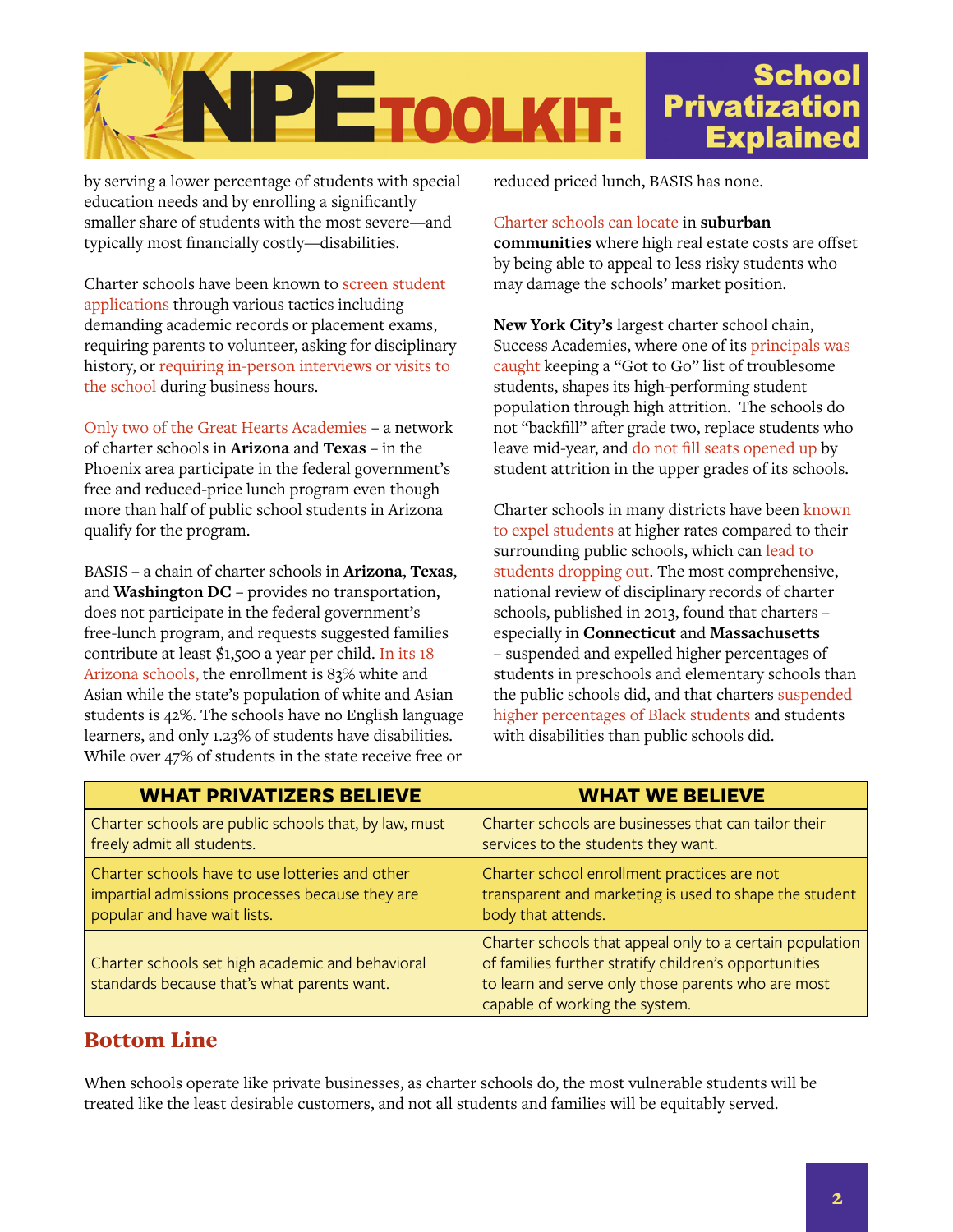by serving a lower percentage of students with special education needs and by enrolling a significantly smaller share of students with the most severe—and typically most financially costly—disabilities.

Charter schools have been known to screen student applications through various tactics including demanding academic records or placement exams, requiring parents to volunteer, asking for disciplinary history, or requiring in-person interviews or visits to the school during business hours.

Only two of the Great Hearts Academies – a network of charter schools in **Arizona** and **Texas** – in the Phoenix area participate in the federal government's free and reduced-price lunch program even though more than half of public school students in Arizona qualify for the program.

BASIS – a chain of charter schools in **Arizona**, **Texas**, and **Washington DC** – provides no transportation, does not participate in the federal government's free-lunch program, and requests suggested families contribute at least $1,500 a year per child. In its 18 Arizona schools, the enrollment is 83% white and Asian while the state's population of white and Asian students is 42%. The schools have no English language learners, and only 1.23% of students have disabilities. While over 47% of students in the state receive free or reduced priced lunch, BASIS has none.

Charter schools can locate in **suburban communities** where high real estate costs are offset by being able to appeal to less risky students who may damage the schools' market position.

**New York City's** largest charter school chain, Success Academies, where one of its principals was caught keeping a "Got to Go" list of troublesome students, shapes its high-performing student population through high attrition. The schools do not "backfill" after grade two, replace students who leave mid-year, and do not fill seats opened up by student attrition in the upper grades of its schools.

Charter schools in many districts have been known to expel students at higher rates compared to their surrounding public schools, which can lead to students dropping out. The most comprehensive, national review of disciplinary records of charter schools, published in 2013, found that charters – especially in **Connecticut** and **Massachusetts** – suspended and expelled higher percentages of students in preschools and elementary schools than the public schools did, and that charters suspended higher percentages of Black students and students with disabilities than public schools did.

| WHAT PRIVATIZERS BELIEVE | WHAT WE BELIEVE |
|---|---|
| Charter schools are public schools that, by law, must freely admit all students. | Charter schools are businesses that can tailor their services to the students they want. |
| Charter schools have to use lotteries and other impartial admissions processes because they are popular and have wait lists. | Charter school enrollment practices are not transparent and marketing is used to shape the student body that attends. |
| Charter schools set high academic and behavioral standards because that's what parents want. | Charter schools that appeal only to a certain population of families further stratify children's opportunities to learn and serve only those parents who are most capable of working the system. |

## Bottom Line

When schools operate like private businesses, as charter schools do, the most vulnerable students will be treated like the least desirable customers, and not all students and families will be equitably served.